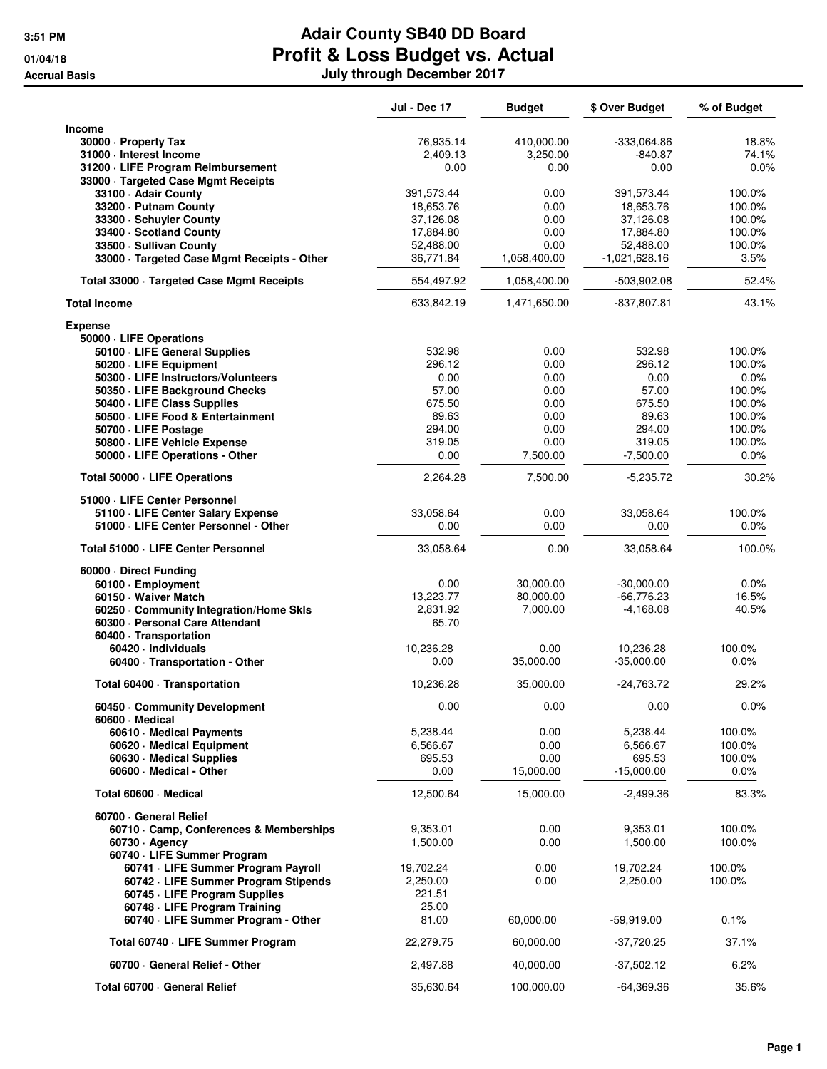# Adair County SB40 DD Board

## Profit & Loss Budget vs. Actual

### July through December 2017

3:51 PM
01/04/18
Accrual Basis

| | Jul - Dec 17 | Budget | $ Over Budget | % of Budget |
|---|---|---|---|---|
| **Income** | | | | |
| 30000 · Property Tax | 76,935.14 | 410,000.00 | -333,064.86 | 18.8% |
| 31000 · Interest Income | 2,409.13 | 3,250.00 | -840.87 | 74.1% |
| 31200 · LIFE Program Reimbursement | 0.00 | 0.00 | 0.00 | 0.0% |
| 33000 · Targeted Case Mgmt Receipts | | | | |
| 33100 · Adair County | 391,573.44 | 0.00 | 391,573.44 | 100.0% |
| 33200 · Putnam County | 18,653.76 | 0.00 | 18,653.76 | 100.0% |
| 33300 · Schuyler County | 37,126.08 | 0.00 | 37,126.08 | 100.0% |
| 33400 · Scotland County | 17,884.80 | 0.00 | 17,884.80 | 100.0% |
| 33500 · Sullivan County | 52,488.00 | 0.00 | 52,488.00 | 100.0% |
| 33000 · Targeted Case Mgmt Receipts - Other | 36,771.84 | 1,058,400.00 | -1,021,628.16 | 3.5% |
| Total 33000 · Targeted Case Mgmt Receipts | 554,497.92 | 1,058,400.00 | -503,902.08 | 52.4% |
| **Total Income** | 633,842.19 | 1,471,650.00 | -837,807.81 | 43.1% |
| **Expense** | | | | |
| 50000 · LIFE Operations | | | | |
| 50100 · LIFE General Supplies | 532.98 | 0.00 | 532.98 | 100.0% |
| 50200 · LIFE Equipment | 296.12 | 0.00 | 296.12 | 100.0% |
| 50300 · LIFE Instructors/Volunteers | 0.00 | 0.00 | 0.00 | 0.0% |
| 50350 · LIFE Background Checks | 57.00 | 0.00 | 57.00 | 100.0% |
| 50400 · LIFE Class Supplies | 675.50 | 0.00 | 675.50 | 100.0% |
| 50500 · LIFE Food & Entertainment | 89.63 | 0.00 | 89.63 | 100.0% |
| 50700 · LIFE Postage | 294.00 | 0.00 | 294.00 | 100.0% |
| 50800 · LIFE Vehicle Expense | 319.05 | 0.00 | 319.05 | 100.0% |
| 50000 · LIFE Operations - Other | 0.00 | 7,500.00 | -7,500.00 | 0.0% |
| Total 50000 · LIFE Operations | 2,264.28 | 7,500.00 | -5,235.72 | 30.2% |
| 51000 · LIFE Center Personnel | | | | |
| 51100 · LIFE Center Salary Expense | 33,058.64 | 0.00 | 33,058.64 | 100.0% |
| 51000 · LIFE Center Personnel - Other | 0.00 | 0.00 | 0.00 | 0.0% |
| Total 51000 · LIFE Center Personnel | 33,058.64 | 0.00 | 33,058.64 | 100.0% |
| 60000 · Direct Funding | | | | |
| 60100 · Employment | 0.00 | 30,000.00 | -30,000.00 | 0.0% |
| 60150 · Waiver Match | 13,223.77 | 80,000.00 | -66,776.23 | 16.5% |
| 60250 · Community Integration/Home Skls | 2,831.92 | 7,000.00 | -4,168.08 | 40.5% |
| 60300 · Personal Care Attendant | 65.70 | | | |
| 60400 · Transportation | | | | |
| 60420 · Individuals | 10,236.28 | 0.00 | 10,236.28 | 100.0% |
| 60400 · Transportation - Other | 0.00 | 35,000.00 | -35,000.00 | 0.0% |
| Total 60400 · Transportation | 10,236.28 | 35,000.00 | -24,763.72 | 29.2% |
| 60450 · Community Development | 0.00 | 0.00 | 0.00 | 0.0% |
| 60600 · Medical | | | | |
| 60610 · Medical Payments | 5,238.44 | 0.00 | 5,238.44 | 100.0% |
| 60620 · Medical Equipment | 6,566.67 | 0.00 | 6,566.67 | 100.0% |
| 60630 · Medical Supplies | 695.53 | 0.00 | 695.53 | 100.0% |
| 60600 · Medical - Other | 0.00 | 15,000.00 | -15,000.00 | 0.0% |
| Total 60600 · Medical | 12,500.64 | 15,000.00 | -2,499.36 | 83.3% |
| 60700 · General Relief | | | | |
| 60710 · Camp, Conferences & Memberships | 9,353.01 | 0.00 | 9,353.01 | 100.0% |
| 60730 · Agency | 1,500.00 | 0.00 | 1,500.00 | 100.0% |
| 60740 · LIFE Summer Program | | | | |
| 60741 · LIFE Summer Program Payroll | 19,702.24 | 0.00 | 19,702.24 | 100.0% |
| 60742 · LIFE Summer Program Stipends | 2,250.00 | 0.00 | 2,250.00 | 100.0% |
| 60745 · LIFE Program Supplies | 221.51 | | | |
| 60748 · LIFE Program Training | 25.00 | | | |
| 60740 · LIFE Summer Program - Other | 81.00 | 60,000.00 | -59,919.00 | 0.1% |
| Total 60740 · LIFE Summer Program | 22,279.75 | 60,000.00 | -37,720.25 | 37.1% |
| 60700 · General Relief - Other | 2,497.88 | 40,000.00 | -37,502.12 | 6.2% |
| Total 60700 · General Relief | 35,630.64 | 100,000.00 | -64,369.36 | 35.6% |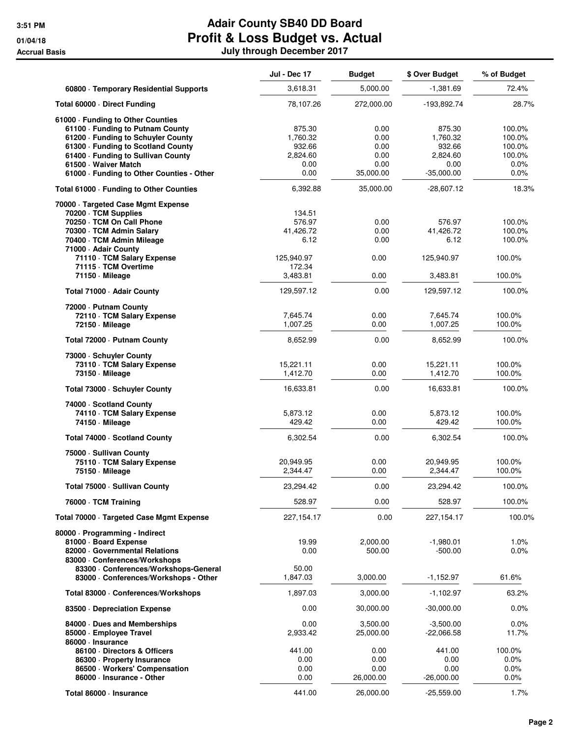# Adair County SB40 DD Board
## Profit & Loss Budget vs. Actual
### July through December 2017

3:51 PM
01/04/18
Accrual Basis

| | Jul - Dec 17 | Budget | $ Over Budget | % of Budget |
|---|---|---|---|---|
| 60800 · Temporary Residential Supports | 3,618.31 | 5,000.00 | -1,381.69 | 72.4% |
| **Total 60000 · Direct Funding** | 78,107.26 | 272,000.00 | -193,892.74 | 28.7% |
| 61000 · Funding to Other Counties | | | | |
| 61100 · Funding to Putnam County | 875.30 | 0.00 | 875.30 | 100.0% |
| 61200 · Funding to Schuyler County | 1,760.32 | 0.00 | 1,760.32 | 100.0% |
| 61300 · Funding to Scotland County | 932.66 | 0.00 | 932.66 | 100.0% |
| 61400 · Funding to Sullivan County | 2,824.60 | 0.00 | 2,824.60 | 100.0% |
| 61500 · Waiver Match | 0.00 | 0.00 | 0.00 | 0.0% |
| 61000 · Funding to Other Counties - Other | 0.00 | 35,000.00 | -35,000.00 | 0.0% |
| **Total 61000 · Funding to Other Counties** | 6,392.88 | 35,000.00 | -28,607.12 | 18.3% |
| 70000 · Targeted Case Mgmt Expense | | | | |
| 70200 · TCM Supplies | 134.51 | | | |
| 70250 · TCM On Call Phone | 576.97 | 0.00 | 576.97 | 100.0% |
| 70300 · TCM Admin Salary | 41,426.72 | 0.00 | 41,426.72 | 100.0% |
| 70400 · TCM Admin Mileage | 6.12 | 0.00 | 6.12 | 100.0% |
| 71000 · Adair County | | | | |
| 71110 · TCM Salary Expense | 125,940.97 | 0.00 | 125,940.97 | 100.0% |
| 71115 · TCM Overtime | 172.34 | | | |
| 71150 · Mileage | 3,483.81 | 0.00 | 3,483.81 | 100.0% |
| **Total 71000 · Adair County** | 129,597.12 | 0.00 | 129,597.12 | 100.0% |
| 72000 · Putnam County | | | | |
| 72110 · TCM Salary Expense | 7,645.74 | 0.00 | 7,645.74 | 100.0% |
| 72150 · Mileage | 1,007.25 | 0.00 | 1,007.25 | 100.0% |
| **Total 72000 · Putnam County** | 8,652.99 | 0.00 | 8,652.99 | 100.0% |
| 73000 · Schuyler County | | | | |
| 73110 · TCM Salary Expense | 15,221.11 | 0.00 | 15,221.11 | 100.0% |
| 73150 · Mileage | 1,412.70 | 0.00 | 1,412.70 | 100.0% |
| **Total 73000 · Schuyler County** | 16,633.81 | 0.00 | 16,633.81 | 100.0% |
| 74000 · Scotland County | | | | |
| 74110 · TCM Salary Expense | 5,873.12 | 0.00 | 5,873.12 | 100.0% |
| 74150 · Mileage | 429.42 | 0.00 | 429.42 | 100.0% |
| **Total 74000 · Scotland County** | 6,302.54 | 0.00 | 6,302.54 | 100.0% |
| 75000 · Sullivan County | | | | |
| 75110 · TCM Salary Expense | 20,949.95 | 0.00 | 20,949.95 | 100.0% |
| 75150 · Mileage | 2,344.47 | 0.00 | 2,344.47 | 100.0% |
| **Total 75000 · Sullivan County** | 23,294.42 | 0.00 | 23,294.42 | 100.0% |
| 76000 · TCM Training | 528.97 | 0.00 | 528.97 | 100.0% |
| **Total 70000 · Targeted Case Mgmt Expense** | 227,154.17 | 0.00 | 227,154.17 | 100.0% |
| 80000 · Programming - Indirect | | | | |
| 81000 · Board Expense | 19.99 | 2,000.00 | -1,980.01 | 1.0% |
| 82000 · Governmental Relations | 0.00 | 500.00 | -500.00 | 0.0% |
| 83000 · Conferences/Workshops | | | | |
| 83300 · Conferences/Workshops-General | 50.00 | | | |
| 83000 · Conferences/Workshops - Other | 1,847.03 | 3,000.00 | -1,152.97 | 61.6% |
| **Total 83000 · Conferences/Workshops** | 1,897.03 | 3,000.00 | -1,102.97 | 63.2% |
| 83500 · Depreciation Expense | 0.00 | 30,000.00 | -30,000.00 | 0.0% |
| 84000 · Dues and Memberships | 0.00 | 3,500.00 | -3,500.00 | 0.0% |
| 85000 · Employee Travel | 2,933.42 | 25,000.00 | -22,066.58 | 11.7% |
| 86000 · Insurance | | | | |
| 86100 · Directors & Officers | 441.00 | 0.00 | 441.00 | 100.0% |
| 86300 · Property Insurance | 0.00 | 0.00 | 0.00 | 0.0% |
| 86500 · Workers' Compensation | 0.00 | 0.00 | 0.00 | 0.0% |
| 86000 · Insurance - Other | 0.00 | 26,000.00 | -26,000.00 | 0.0% |
| **Total 86000 · Insurance** | 441.00 | 26,000.00 | -25,559.00 | 1.7% |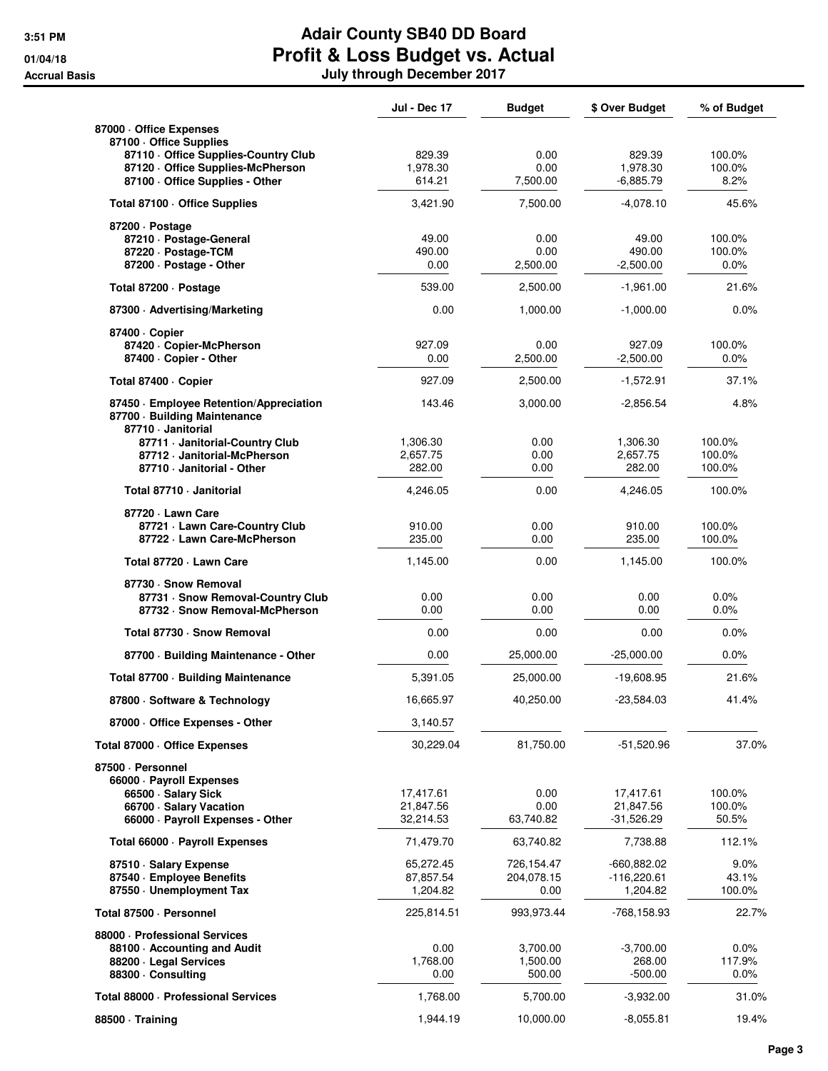# Adair County SB40 DD Board
## Profit & Loss Budget vs. Actual
### July through December 2017

Accrual Basis

| | Jul - Dec 17 | Budget | $ Over Budget | % of Budget |
|---|---|---|---|---|
| 87000 · Office Expenses | | | | |
| 87100 · Office Supplies | | | | |
| 87110 · Office Supplies-Country Club | 829.39 | 0.00 | 829.39 | 100.0% |
| 87120 · Office Supplies-McPherson | 1,978.30 | 0.00 | 1,978.30 | 100.0% |
| 87100 · Office Supplies - Other | 614.21 | 7,500.00 | -6,885.79 | 8.2% |
| Total 87100 · Office Supplies | 3,421.90 | 7,500.00 | -4,078.10 | 45.6% |
| 87200 · Postage | | | | |
| 87210 · Postage-General | 49.00 | 0.00 | 49.00 | 100.0% |
| 87220 · Postage-TCM | 490.00 | 0.00 | 490.00 | 100.0% |
| 87200 · Postage - Other | 0.00 | 2,500.00 | -2,500.00 | 0.0% |
| Total 87200 · Postage | 539.00 | 2,500.00 | -1,961.00 | 21.6% |
| 87300 · Advertising/Marketing | 0.00 | 1,000.00 | -1,000.00 | 0.0% |
| 87400 · Copier | | | | |
| 87420 · Copier-McPherson | 927.09 | 0.00 | 927.09 | 100.0% |
| 87400 · Copier - Other | 0.00 | 2,500.00 | -2,500.00 | 0.0% |
| Total 87400 · Copier | 927.09 | 2,500.00 | -1,572.91 | 37.1% |
| 87450 · Employee Retention/Appreciation | 143.46 | 3,000.00 | -2,856.54 | 4.8% |
| 87700 · Building Maintenance | | | | |
| 87710 · Janitorial | | | | |
| 87711 · Janitorial-Country Club | 1,306.30 | 0.00 | 1,306.30 | 100.0% |
| 87712 · Janitorial-McPherson | 2,657.75 | 0.00 | 2,657.75 | 100.0% |
| 87710 · Janitorial - Other | 282.00 | 0.00 | 282.00 | 100.0% |
| Total 87710 · Janitorial | 4,246.05 | 0.00 | 4,246.05 | 100.0% |
| 87720 · Lawn Care | | | | |
| 87721 · Lawn Care-Country Club | 910.00 | 0.00 | 910.00 | 100.0% |
| 87722 · Lawn Care-McPherson | 235.00 | 0.00 | 235.00 | 100.0% |
| Total 87720 · Lawn Care | 1,145.00 | 0.00 | 1,145.00 | 100.0% |
| 87730 · Snow Removal | | | | |
| 87731 · Snow Removal-Country Club | 0.00 | 0.00 | 0.00 | 0.0% |
| 87732 · Snow Removal-McPherson | 0.00 | 0.00 | 0.00 | 0.0% |
| Total 87730 · Snow Removal | 0.00 | 0.00 | 0.00 | 0.0% |
| 87700 · Building Maintenance - Other | 0.00 | 25,000.00 | -25,000.00 | 0.0% |
| Total 87700 · Building Maintenance | 5,391.05 | 25,000.00 | -19,608.95 | 21.6% |
| 87800 · Software & Technology | 16,665.97 | 40,250.00 | -23,584.03 | 41.4% |
| 87000 · Office Expenses - Other | 3,140.57 | | | |
| Total 87000 · Office Expenses | 30,229.04 | 81,750.00 | -51,520.96 | 37.0% |
| 87500 · Personnel | | | | |
| 66000 · Payroll Expenses | | | | |
| 66500 · Salary Sick | 17,417.61 | 0.00 | 17,417.61 | 100.0% |
| 66700 · Salary Vacation | 21,847.56 | 0.00 | 21,847.56 | 100.0% |
| 66000 · Payroll Expenses - Other | 32,214.53 | 63,740.82 | -31,526.29 | 50.5% |
| Total 66000 · Payroll Expenses | 71,479.70 | 63,740.82 | 7,738.88 | 112.1% |
| 87510 · Salary Expense | 65,272.45 | 726,154.47 | -660,882.02 | 9.0% |
| 87540 · Employee Benefits | 87,857.54 | 204,078.15 | -116,220.61 | 43.1% |
| 87550 · Unemployment Tax | 1,204.82 | 0.00 | 1,204.82 | 100.0% |
| Total 87500 · Personnel | 225,814.51 | 993,973.44 | -768,158.93 | 22.7% |
| 88000 · Professional Services | | | | |
| 88100 · Accounting and Audit | 0.00 | 3,700.00 | -3,700.00 | 0.0% |
| 88200 · Legal Services | 1,768.00 | 1,500.00 | 268.00 | 117.9% |
| 88300 · Consulting | 0.00 | 500.00 | -500.00 | 0.0% |
| Total 88000 · Professional Services | 1,768.00 | 5,700.00 | -3,932.00 | 31.0% |
| 88500 · Training | 1,944.19 | 10,000.00 | -8,055.81 | 19.4% |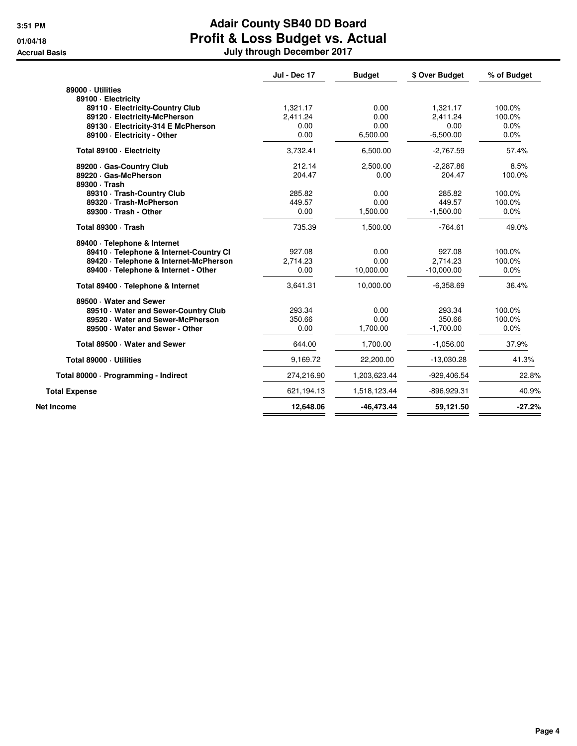# Adair County SB40 DD Board
## Profit & Loss Budget vs. Actual
### July through December 2017

3:51 PM
01/04/18
Accrual Basis

| | Jul - Dec 17 | Budget | $ Over Budget | % of Budget |
|---|---|---|---|---|
| 89000 · Utilities | | | | |
| 89100 · Electricity | | | | |
| 89110 · Electricity-Country Club | 1,321.17 | 0.00 | 1,321.17 | 100.0% |
| 89120 · Electricity-McPherson | 2,411.24 | 0.00 | 2,411.24 | 100.0% |
| 89130 · Electricity-314 E McPherson | 0.00 | 0.00 | 0.00 | 0.0% |
| 89100 · Electricity - Other | 0.00 | 6,500.00 | -6,500.00 | 0.0% |
| Total 89100 · Electricity | 3,732.41 | 6,500.00 | -2,767.59 | 57.4% |
| 89200 · Gas-Country Club | 212.14 | 2,500.00 | -2,287.86 | 8.5% |
| 89220 · Gas-McPherson | 204.47 | 0.00 | 204.47 | 100.0% |
| 89300 · Trash | | | | |
| 89310 · Trash-Country Club | 285.82 | 0.00 | 285.82 | 100.0% |
| 89320 · Trash-McPherson | 449.57 | 0.00 | 449.57 | 100.0% |
| 89300 · Trash - Other | 0.00 | 1,500.00 | -1,500.00 | 0.0% |
| Total 89300 · Trash | 735.39 | 1,500.00 | -764.61 | 49.0% |
| 89400 · Telephone & Internet | | | | |
| 89410 · Telephone & Internet-Country Cl | 927.08 | 0.00 | 927.08 | 100.0% |
| 89420 · Telephone & Internet-McPherson | 2,714.23 | 0.00 | 2,714.23 | 100.0% |
| 89400 · Telephone & Internet - Other | 0.00 | 10,000.00 | -10,000.00 | 0.0% |
| Total 89400 · Telephone & Internet | 3,641.31 | 10,000.00 | -6,358.69 | 36.4% |
| 89500 · Water and Sewer | | | | |
| 89510 · Water and Sewer-Country Club | 293.34 | 0.00 | 293.34 | 100.0% |
| 89520 · Water and Sewer-McPherson | 350.66 | 0.00 | 350.66 | 100.0% |
| 89500 · Water and Sewer - Other | 0.00 | 1,700.00 | -1,700.00 | 0.0% |
| Total 89500 · Water and Sewer | 644.00 | 1,700.00 | -1,056.00 | 37.9% |
| Total 89000 · Utilities | 9,169.72 | 22,200.00 | -13,030.28 | 41.3% |
| Total 80000 · Programming - Indirect | 274,216.90 | 1,203,623.44 | -929,406.54 | 22.8% |
| Total Expense | 621,194.13 | 1,518,123.44 | -896,929.31 | 40.9% |
| Net Income | 12,648.06 | -46,473.44 | 59,121.50 | -27.2% |